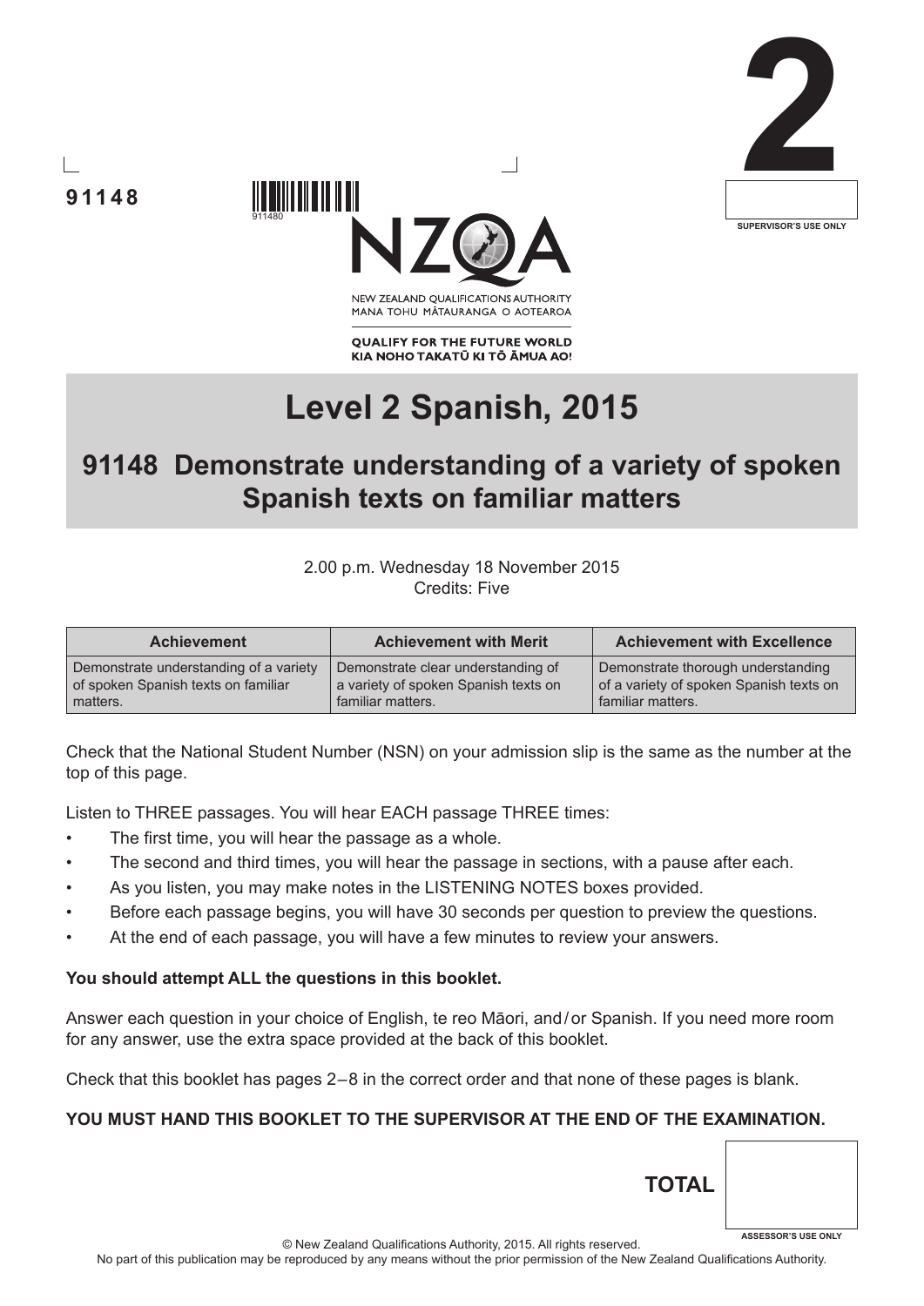91148

911480

**2**

SUPERVISOR'S USE ONLY

NEW ZEALAND QUALIFICATIONS AUTHORITY
MANA TOHU MĀTAURANGA O AOTEAROA

**QUALIFY FOR THE FUTURE WORLD**
**KIA NOHO TAKATŪ KI TŌ ĀMUA AO!**

# Level 2 Spanish, 2015

## 91148 Demonstrate understanding of a variety of spoken Spanish texts on familiar matters

2.00 p.m. Wednesday 18 November 2015
Credits: Five

| Achievement | Achievement with Merit | Achievement with Excellence |
| --- | --- | --- |
| Demonstrate understanding of a variety of spoken Spanish texts on familiar matters. | Demonstrate clear understanding of a variety of spoken Spanish texts on familiar matters. | Demonstrate thorough understanding of a variety of spoken Spanish texts on familiar matters. |

Check that the National Student Number (NSN) on your admission slip is the same as the number at the top of this page.

Listen to THREE passages. You will hear EACH passage THREE times:

- The first time, you will hear the passage as a whole.
- The second and third times, you will hear the passage in sections, with a pause after each.
- As you listen, you may make notes in the LISTENING NOTES boxes provided.
- Before each passage begins, you will have 30 seconds per question to preview the questions.
- At the end of each passage, you will have a few minutes to review your answers.

**You should attempt ALL the questions in this booklet.**

Answer each question in your choice of English, te reo Māori, and/or Spanish. If you need more room for any answer, use the extra space provided at the back of this booklet.

Check that this booklet has pages 2–8 in the correct order and that none of these pages is blank.

**YOU MUST HAND THIS BOOKLET TO THE SUPERVISOR AT THE END OF THE EXAMINATION.**

**TOTAL**

ASSESSOR'S USE ONLY

© New Zealand Qualifications Authority, 2015. All rights reserved.
No part of this publication may be reproduced by any means without the prior permission of the New Zealand Qualifications Authority.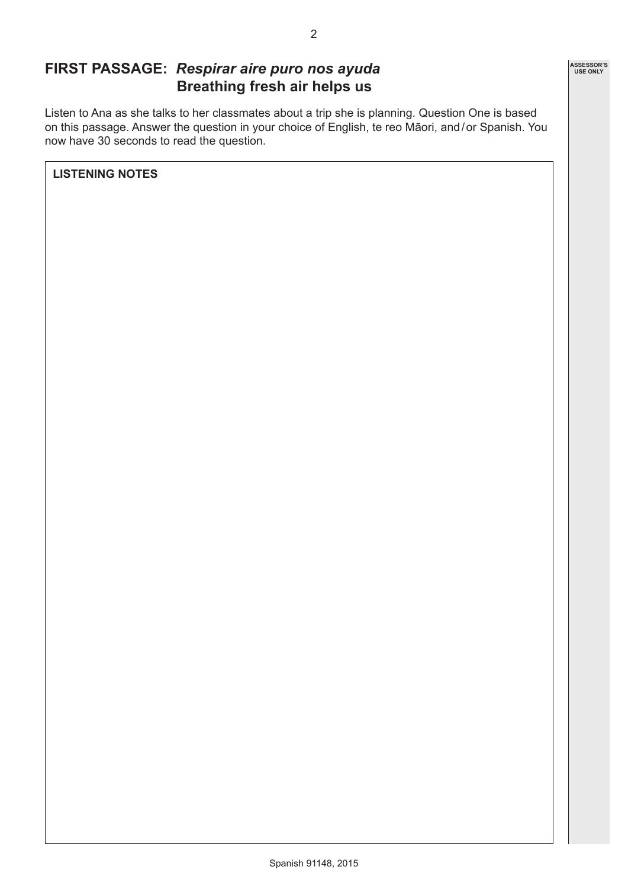## FIRST PASSAGE: *Respirar aire puro nos ayuda*
## Breathing fresh air helps us

Listen to Ana as she talks to her classmates about a trip she is planning. Question One is based on this passage. Answer the question in your choice of English, te reo Māori, and / or Spanish. You now have 30 seconds to read the question.

**LISTENING NOTES**

ASSESSOR'S USE ONLY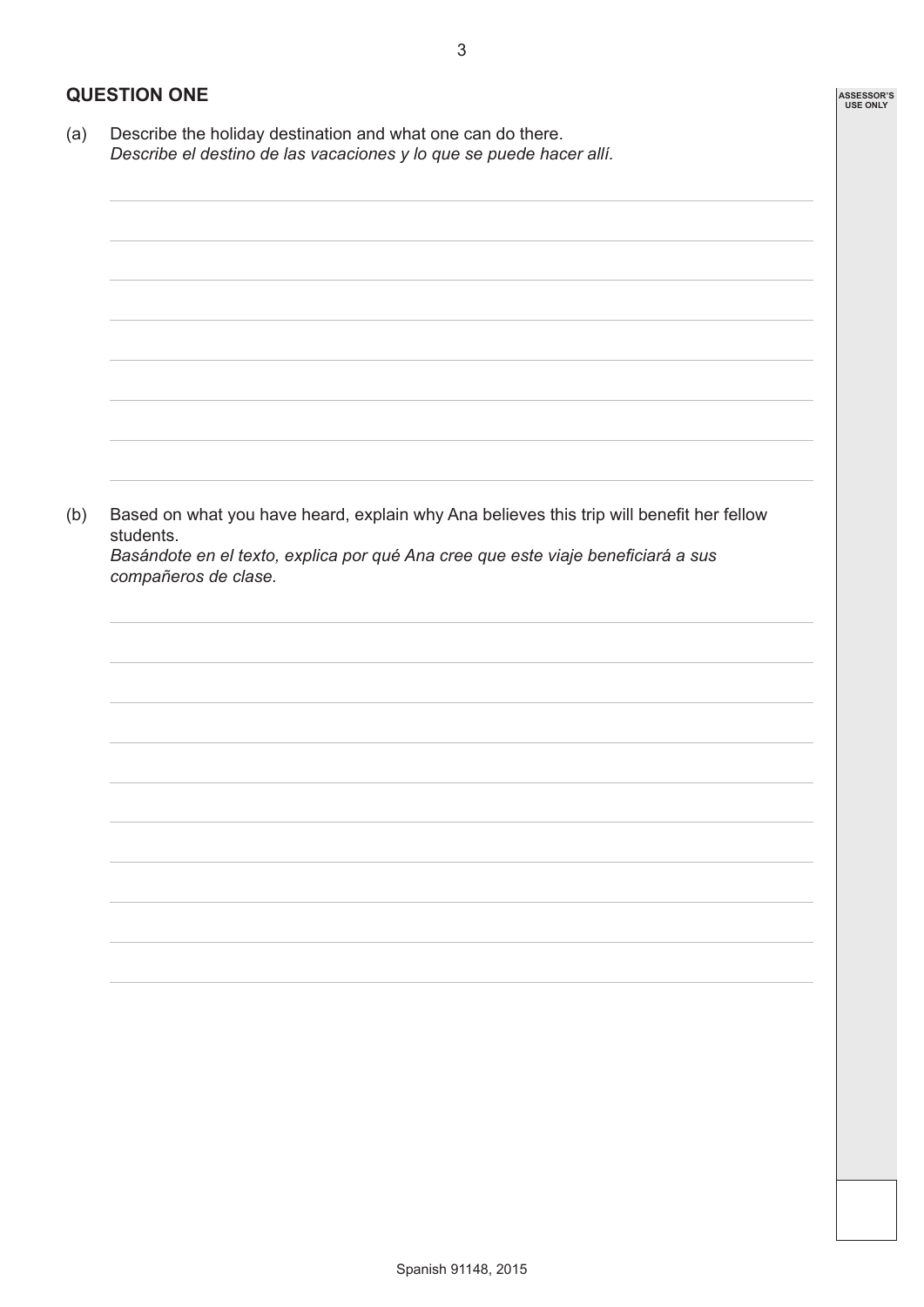## QUESTION ONE

(a) Describe the holiday destination and what one can do there.
*Describe el destino de las vacaciones y lo que se puede hacer allí.*

(b) Based on what you have heard, explain why Ana believes this trip will benefit her fellow students.
*Basándote en el texto, explica por qué Ana cree que este viaje beneficiará a sus compañeros de clase.*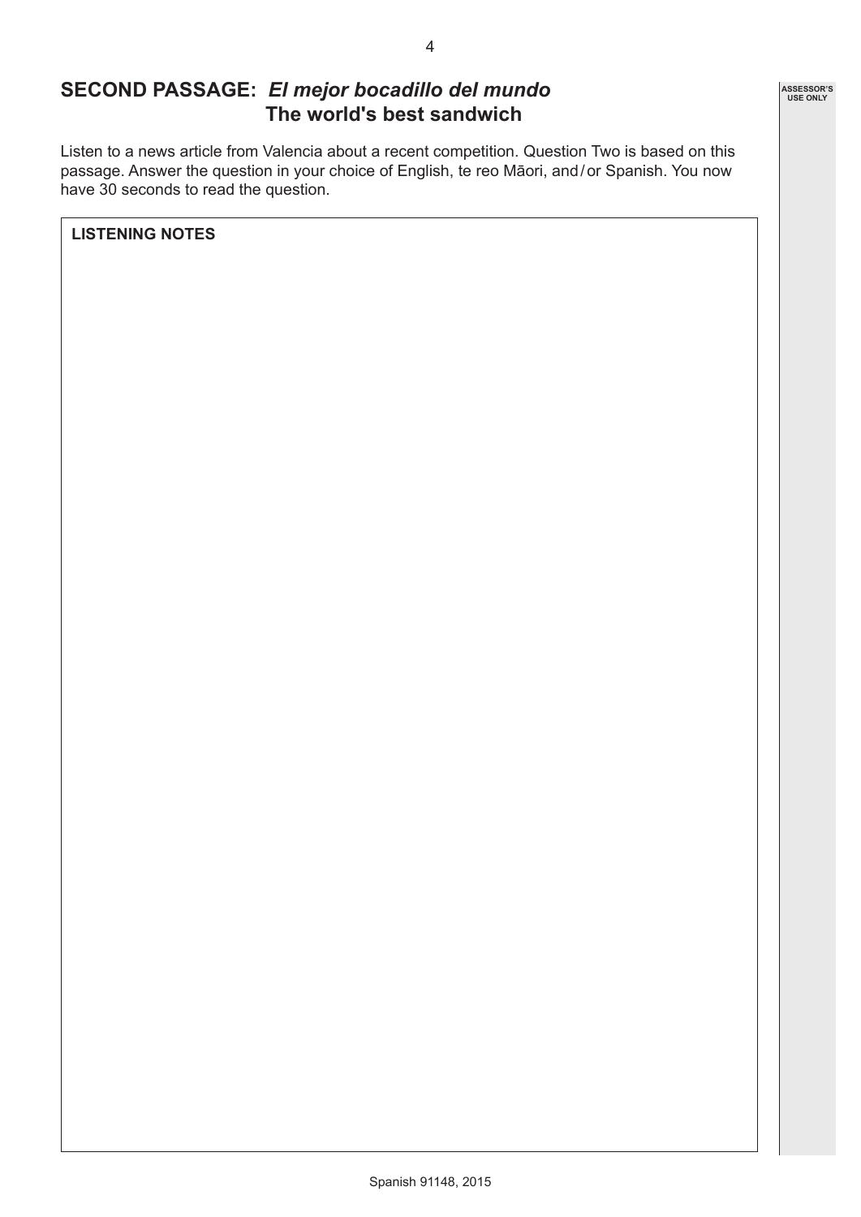## SECOND PASSAGE: *El mejor bocadillo del mundo*
## The world's best sandwich

Listen to a news article from Valencia about a recent competition. Question Two is based on this passage. Answer the question in your choice of English, te reo Māori, and / or Spanish. You now have 30 seconds to read the question.

**LISTENING NOTES**

ASSESSOR'S USE ONLY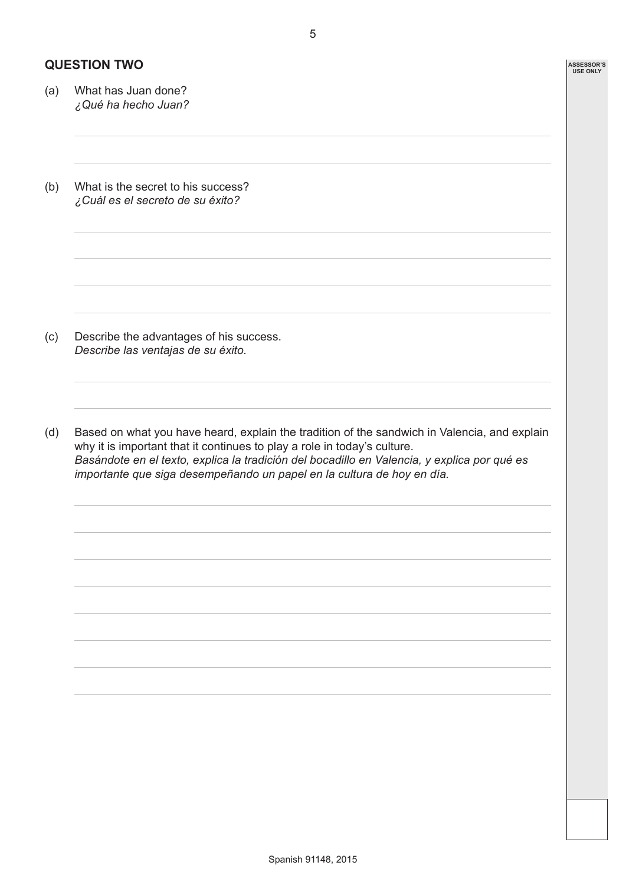## QUESTION TWO

(a) What has Juan done?
*¿Qué ha hecho Juan?*

(b) What is the secret to his success?
*¿Cuál es el secreto de su éxito?*

(c) Describe the advantages of his success.
*Describe las ventajas de su éxito.*

(d) Based on what you have heard, explain the tradition of the sandwich in Valencia, and explain why it is important that it continues to play a role in today's culture.
*Basándote en el texto, explica la tradición del bocadillo en Valencia, y explica por qué es importante que siga desempeñando un papel en la cultura de hoy en día.*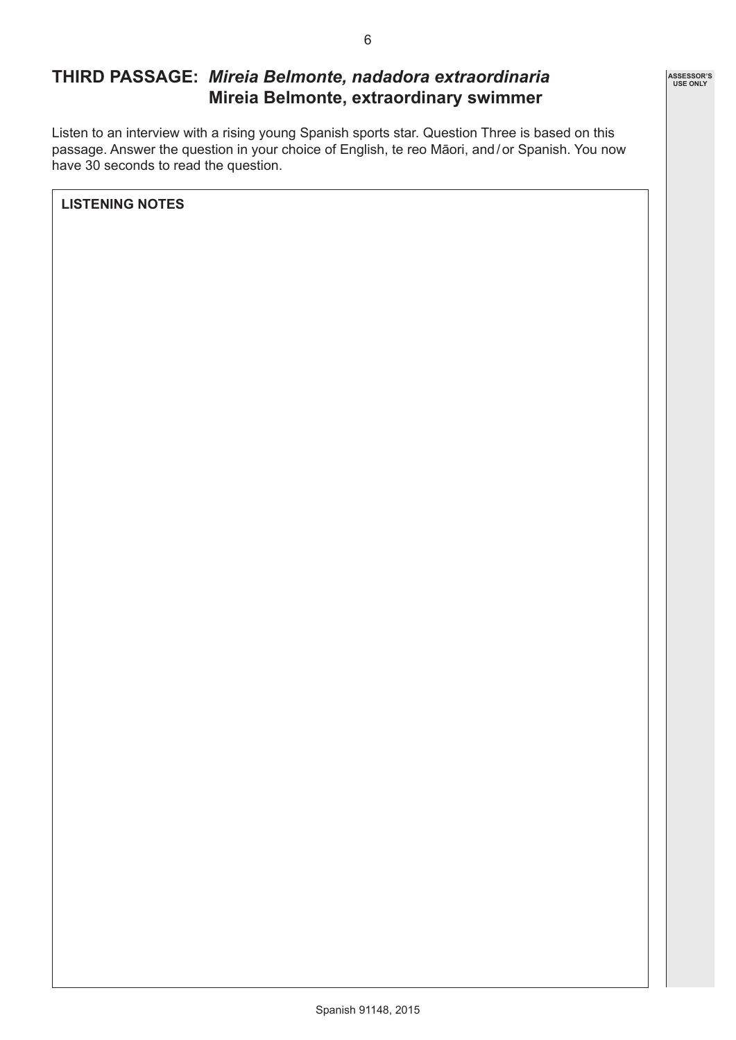## THIRD PASSAGE: *Mireia Belmonte, nadadora extraordinaria*
## Mireia Belmonte, extraordinary swimmer

Listen to an interview with a rising young Spanish sports star. Question Three is based on this passage. Answer the question in your choice of English, te reo Māori, and / or Spanish. You now have 30 seconds to read the question.

**LISTENING NOTES**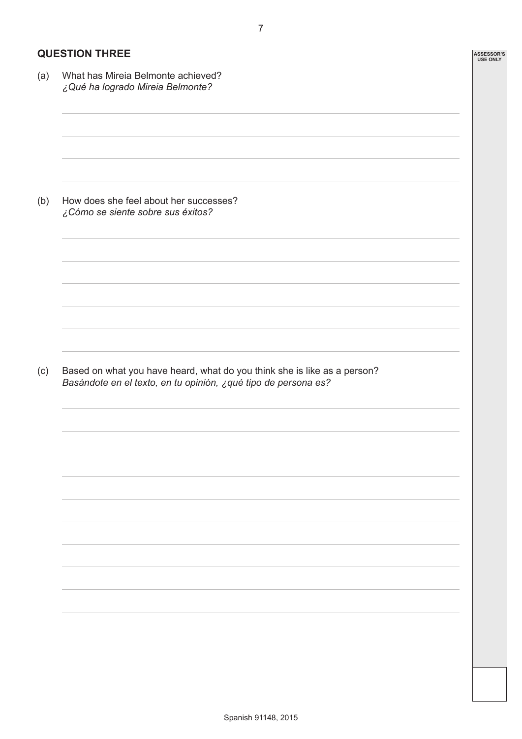## QUESTION THREE

(a) What has Mireia Belmonte achieved?
*¿Qué ha logrado Mireia Belmonte?*

(b) How does she feel about her successes?
*¿Cómo se siente sobre sus éxitos?*

(c) Based on what you have heard, what do you think she is like as a person?
*Basándote en el texto, en tu opinión, ¿qué tipo de persona es?*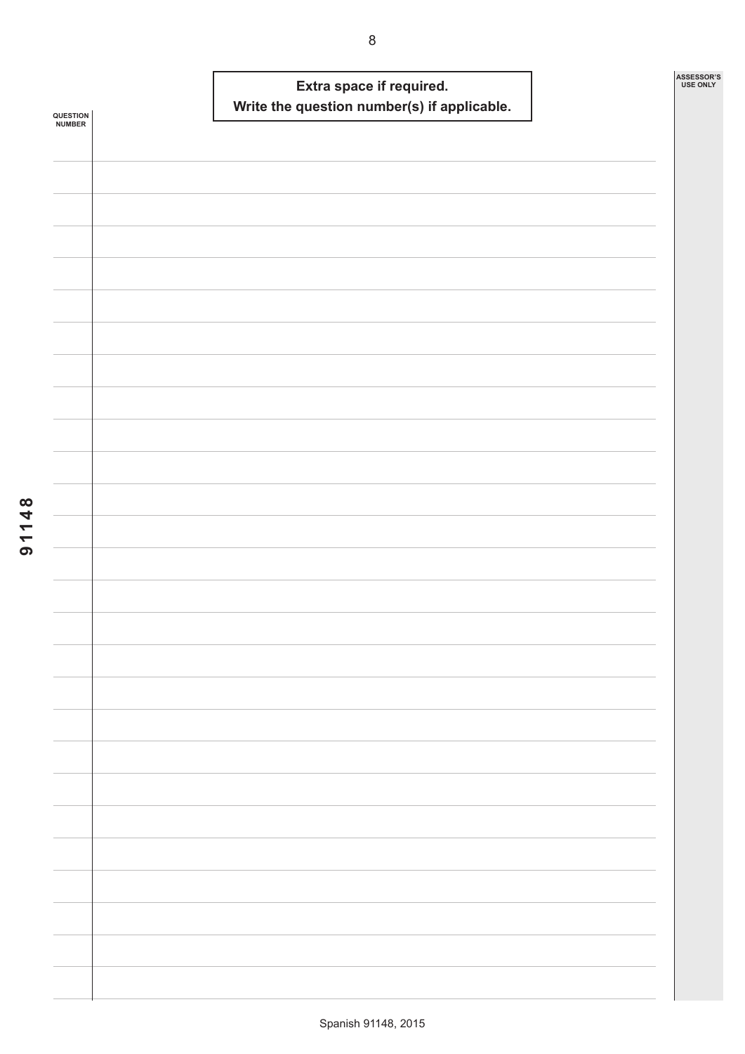**Extra space if required.**
**Write the question number(s) if applicable.**

QUESTION NUMBER

ASSESSOR'S USE ONLY